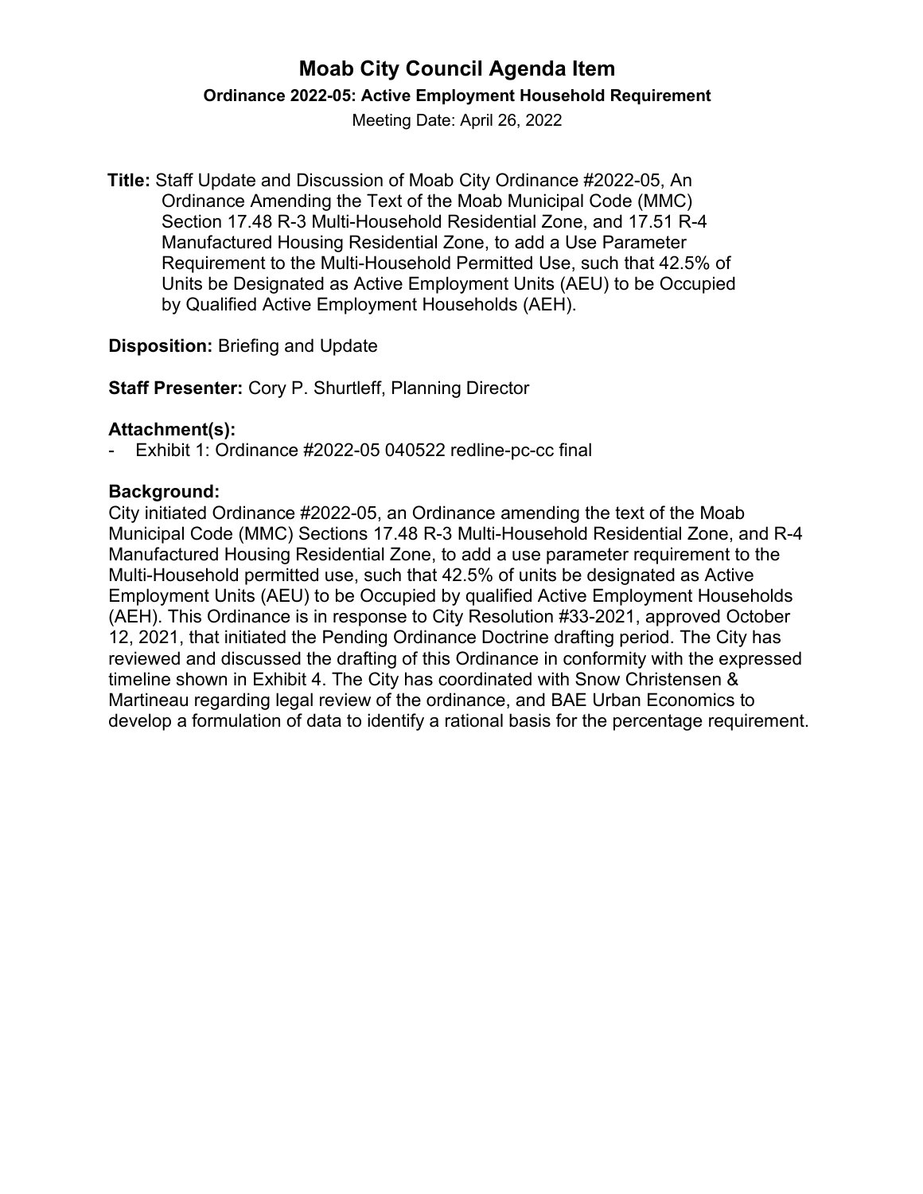# Moab City Council Agenda Item

**Ordinance 2022-05: Active Employment Household Requirement**

Meeting Date: April 26, 2022

**Title:** Staff Update and Discussion of Moab City Ordinance #2022-05, An Ordinance Amending the Text of the Moab Municipal Code (MMC) Section 17.48 R-3 Multi-Household Residential Zone, and 17.51 R-4 Manufactured Housing Residential Zone, to add a Use Parameter Requirement to the Multi-Household Permitted Use, such that 42.5% of Units be Designated as Active Employment Units (AEU) to be Occupied by Qualified Active Employment Households (AEH).

**Disposition:** Briefing and Update

**Staff Presenter:** Cory P. Shurtleff, Planning Director

**Attachment(s):**

- Exhibit 1: Ordinance #2022-05 040522 redline-pc-cc final

**Background:**

City initiated Ordinance #2022-05, an Ordinance amending the text of the Moab Municipal Code (MMC) Sections 17.48 R-3 Multi-Household Residential Zone, and R-4 Manufactured Housing Residential Zone, to add a use parameter requirement to the Multi-Household permitted use, such that 42.5% of units be designated as Active Employment Units (AEU) to be Occupied by qualified Active Employment Households (AEH). This Ordinance is in response to City Resolution #33-2021, approved October 12, 2021, that initiated the Pending Ordinance Doctrine drafting period. The City has reviewed and discussed the drafting of this Ordinance in conformity with the expressed timeline shown in Exhibit 4. The City has coordinated with Snow Christensen & Martineau regarding legal review of the ordinance, and BAE Urban Economics to develop a formulation of data to identify a rational basis for the percentage requirement.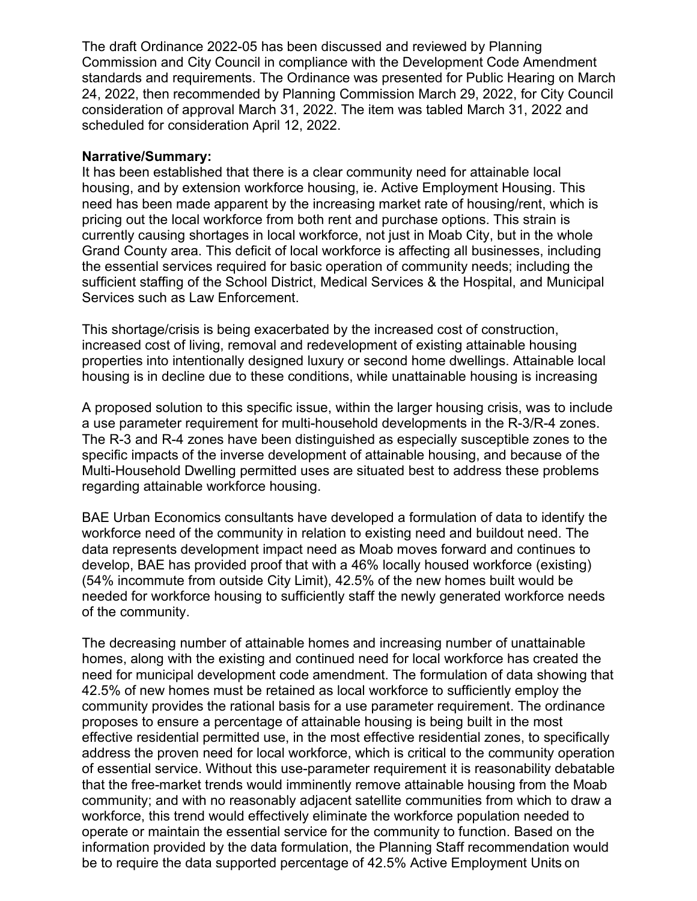The draft Ordinance 2022-05 has been discussed and reviewed by Planning Commission and City Council in compliance with the Development Code Amendment standards and requirements. The Ordinance was presented for Public Hearing on March 24, 2022, then recommended by Planning Commission March 29, 2022, for City Council consideration of approval March 31, 2022. The item was tabled March 31, 2022 and scheduled for consideration April 12, 2022.

**Narrative/Summary:**

It has been established that there is a clear community need for attainable local housing, and by extension workforce housing, ie. Active Employment Housing. This need has been made apparent by the increasing market rate of housing/rent, which is pricing out the local workforce from both rent and purchase options. This strain is currently causing shortages in local workforce, not just in Moab City, but in the whole Grand County area. This deficit of local workforce is affecting all businesses, including the essential services required for basic operation of community needs; including the sufficient staffing of the School District, Medical Services & the Hospital, and Municipal Services such as Law Enforcement.

This shortage/crisis is being exacerbated by the increased cost of construction, increased cost of living, removal and redevelopment of existing attainable housing properties into intentionally designed luxury or second home dwellings. Attainable local housing is in decline due to these conditions, while unattainable housing is increasing

A proposed solution to this specific issue, within the larger housing crisis, was to include a use parameter requirement for multi-household developments in the R-3/R-4 zones. The R-3 and R-4 zones have been distinguished as especially susceptible zones to the specific impacts of the inverse development of attainable housing, and because of the Multi-Household Dwelling permitted uses are situated best to address these problems regarding attainable workforce housing.

BAE Urban Economics consultants have developed a formulation of data to identify the workforce need of the community in relation to existing need and buildout need. The data represents development impact need as Moab moves forward and continues to develop, BAE has provided proof that with a 46% locally housed workforce (existing) (54% incommute from outside City Limit), 42.5% of the new homes built would be needed for workforce housing to sufficiently staff the newly generated workforce needs of the community.

The decreasing number of attainable homes and increasing number of unattainable homes, along with the existing and continued need for local workforce has created the need for municipal development code amendment. The formulation of data showing that 42.5% of new homes must be retained as local workforce to sufficiently employ the community provides the rational basis for a use parameter requirement. The ordinance proposes to ensure a percentage of attainable housing is being built in the most effective residential permitted use, in the most effective residential zones, to specifically address the proven need for local workforce, which is critical to the community operation of essential service. Without this use-parameter requirement it is reasonability debatable that the free-market trends would imminently remove attainable housing from the Moab community; and with no reasonably adjacent satellite communities from which to draw a workforce, this trend would effectively eliminate the workforce population needed to operate or maintain the essential service for the community to function. Based on the information provided by the data formulation, the Planning Staff recommendation would be to require the data supported percentage of 42.5% Active Employment Units on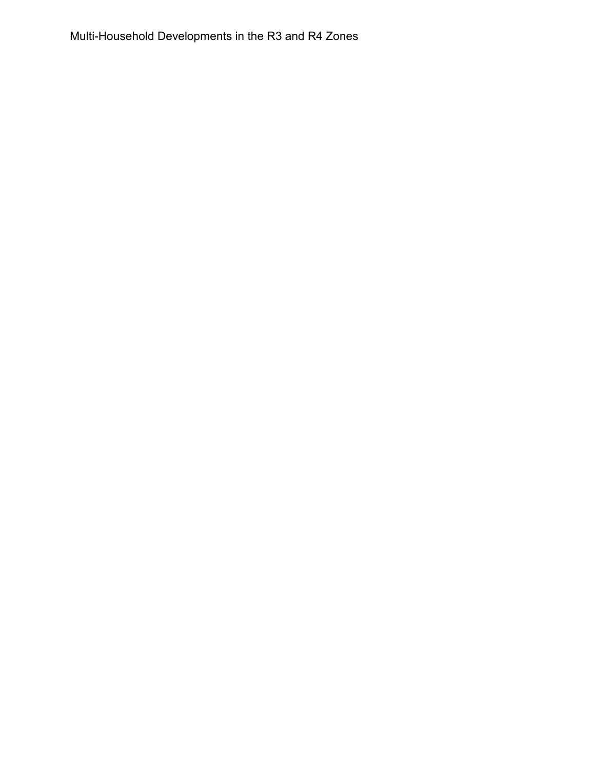Multi-Household Developments in the R3 and R4 Zones